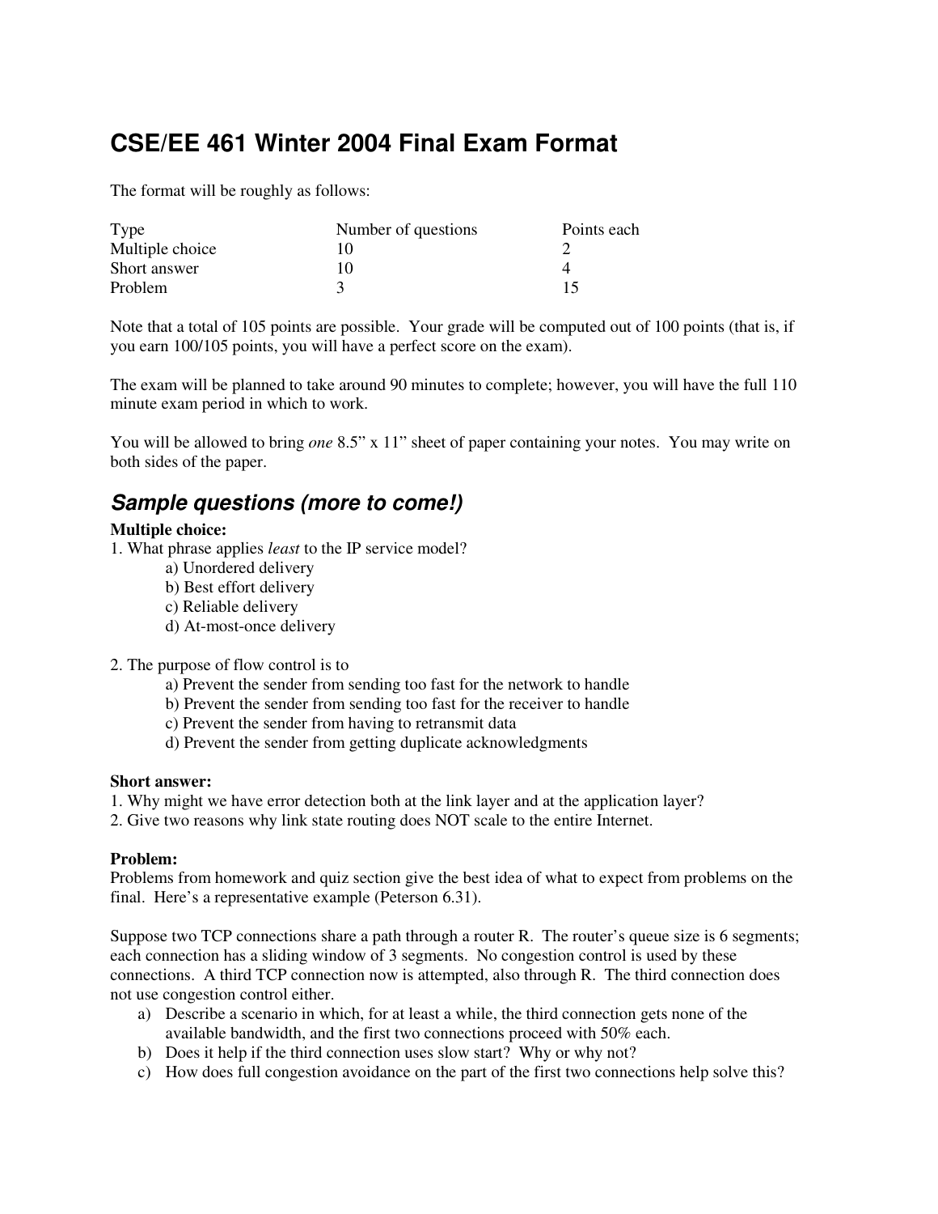# CSE/EE 461 Winter 2004 Final Exam Format

The format will be roughly as follows:

| Type | Number of questions | Points each |
|---|---|---|
| Multiple choice | 10 | 2 |
| Short answer | 10 | 4 |
| Problem | 3 | 15 |

Note that a total of 105 points are possible. Your grade will be computed out of 100 points (that is, if you earn 100/105 points, you will have a perfect score on the exam).

The exam will be planned to take around 90 minutes to complete; however, you will have the full 110 minute exam period in which to work.

You will be allowed to bring *one* 8.5" x 11" sheet of paper containing your notes. You may write on both sides of the paper.

## *Sample questions (more to come!)*

**Multiple choice:**

1. What phrase applies *least* to the IP service model?
   - a) Unordered delivery
   - b) Best effort delivery
   - c) Reliable delivery
   - d) At-most-once delivery

2. The purpose of flow control is to
   - a) Prevent the sender from sending too fast for the network to handle
   - b) Prevent the sender from sending too fast for the receiver to handle
   - c) Prevent the sender from having to retransmit data
   - d) Prevent the sender from getting duplicate acknowledgments

**Short answer:**

1. Why might we have error detection both at the link layer and at the application layer?
2. Give two reasons why link state routing does NOT scale to the entire Internet.

**Problem:**

Problems from homework and quiz section give the best idea of what to expect from problems on the final. Here's a representative example (Peterson 6.31).

Suppose two TCP connections share a path through a router R. The router's queue size is 6 segments; each connection has a sliding window of 3 segments. No congestion control is used by these connections. A third TCP connection now is attempted, also through R. The third connection does not use congestion control either.

a) Describe a scenario in which, for at least a while, the third connection gets none of the available bandwidth, and the first two connections proceed with 50% each.
b) Does it help if the third connection uses slow start? Why or why not?
c) How does full congestion avoidance on the part of the first two connections help solve this?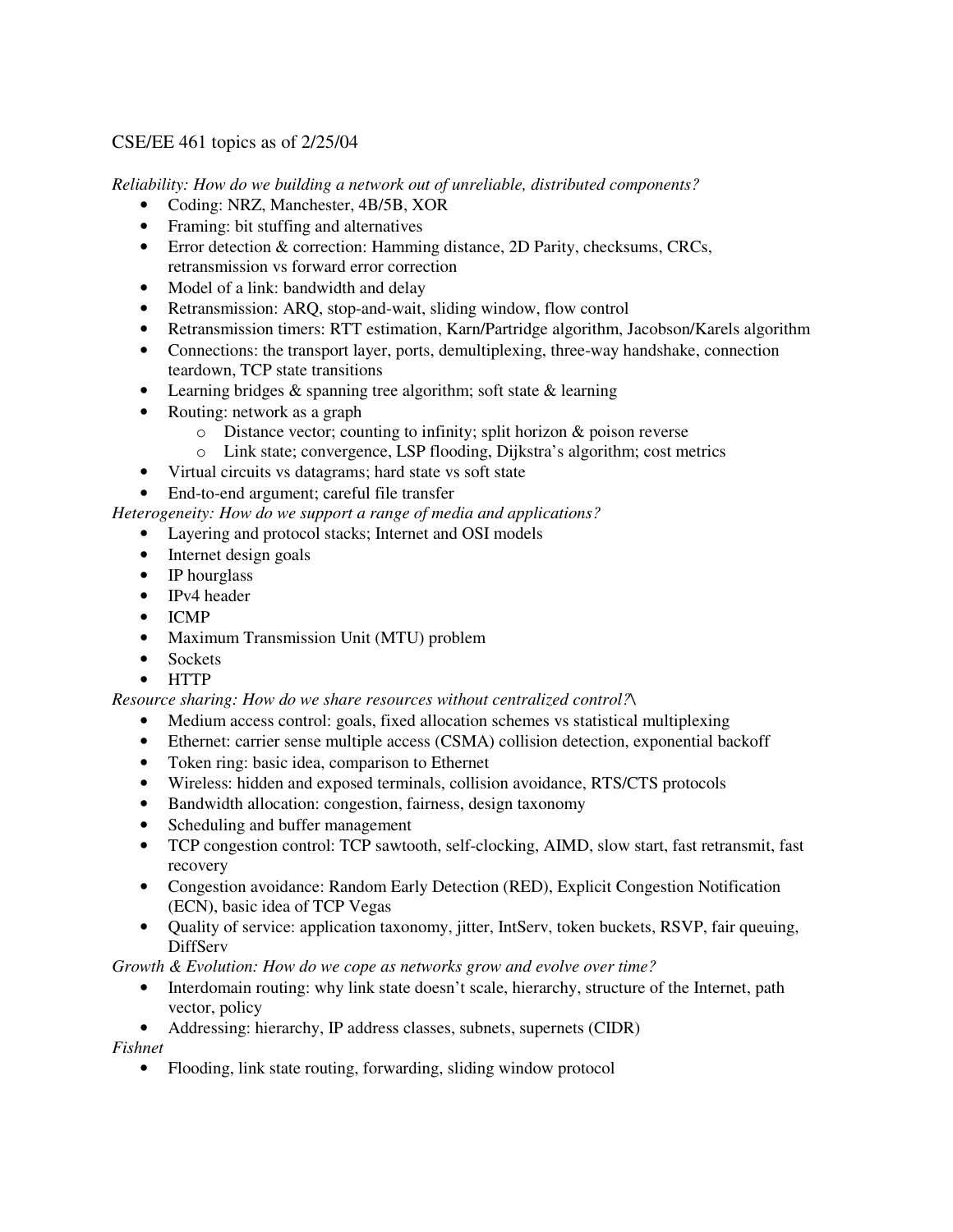CSE/EE 461 topics as of 2/25/04

*Reliability: How do we building a network out of unreliable, distributed components?*

- Coding: NRZ, Manchester, 4B/5B, XOR
- Framing: bit stuffing and alternatives
- Error detection & correction: Hamming distance, 2D Parity, checksums, CRCs, retransmission vs forward error correction
- Model of a link: bandwidth and delay
- Retransmission: ARQ, stop-and-wait, sliding window, flow control
- Retransmission timers: RTT estimation, Karn/Partridge algorithm, Jacobson/Karels algorithm
- Connections: the transport layer, ports, demultiplexing, three-way handshake, connection teardown, TCP state transitions
- Learning bridges & spanning tree algorithm; soft state & learning
- Routing: network as a graph
    - Distance vector; counting to infinity; split horizon & poison reverse
    - Link state; convergence, LSP flooding, Dijkstra's algorithm; cost metrics
- Virtual circuits vs datagrams; hard state vs soft state
- End-to-end argument; careful file transfer

*Heterogeneity: How do we support a range of media and applications?*

- Layering and protocol stacks; Internet and OSI models
- Internet design goals
- IP hourglass
- IPv4 header
- ICMP
- Maximum Transmission Unit (MTU) problem
- Sockets
- HTTP

*Resource sharing: How do we share resources without centralized control?\*

- Medium access control: goals, fixed allocation schemes vs statistical multiplexing
- Ethernet: carrier sense multiple access (CSMA) collision detection, exponential backoff
- Token ring: basic idea, comparison to Ethernet
- Wireless: hidden and exposed terminals, collision avoidance, RTS/CTS protocols
- Bandwidth allocation: congestion, fairness, design taxonomy
- Scheduling and buffer management
- TCP congestion control: TCP sawtooth, self-clocking, AIMD, slow start, fast retransmit, fast recovery
- Congestion avoidance: Random Early Detection (RED), Explicit Congestion Notification (ECN), basic idea of TCP Vegas
- Quality of service: application taxonomy, jitter, IntServ, token buckets, RSVP, fair queuing, DiffServ

*Growth & Evolution: How do we cope as networks grow and evolve over time?*

- Interdomain routing: why link state doesn't scale, hierarchy, structure of the Internet, path vector, policy
- Addressing: hierarchy, IP address classes, subnets, supernets (CIDR)

*Fishnet*

- Flooding, link state routing, forwarding, sliding window protocol